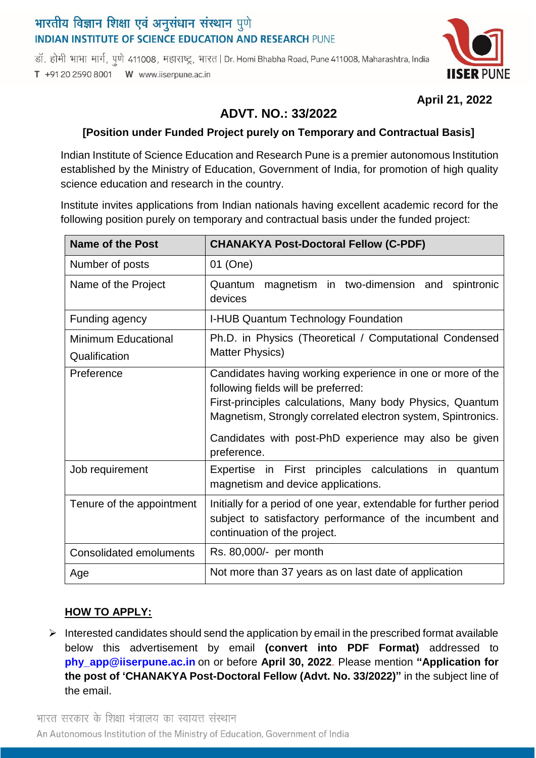भारतीय विज्ञान शिक्षा एवं अनुसंधान संस्थान पुणे
INDIAN INSTITUTE OF SCIENCE EDUCATION AND RESEARCH PUNE

डॉ. होमी भाभा मार्ग, पुणे 411008, महाराष्ट्र, भारत | Dr. Homi Bhabha Road, Pune 411008, Maharashtra, India
T +91 20 2590 8001 W www.iiserpune.ac.in

**April 21, 2022**

## ADVT. NO.: 33/2022

**[Position under Funded Project purely on Temporary and Contractual Basis]**

Indian Institute of Science Education and Research Pune is a premier autonomous Institution established by the Ministry of Education, Government of India, for promotion of high quality science education and research in the country.

Institute invites applications from Indian nationals having excellent academic record for the following position purely on temporary and contractual basis under the funded project:

| **Name of the Post** | **CHANAKYA Post-Doctoral Fellow (C-PDF)** |
|---|---|
| Number of posts | 01 (One) |
| Name of the Project | Quantum magnetism in two-dimension and spintronic devices |
| Funding agency | I-HUB Quantum Technology Foundation |
| Minimum Educational Qualification | Ph.D. in Physics (Theoretical / Computational Condensed Matter Physics) |
| Preference | Candidates having working experience in one or more of the following fields will be preferred: First-principles calculations, Many body Physics, Quantum Magnetism, Strongly correlated electron system, Spintronics. Candidates with post-PhD experience may also be given preference. |
| Job requirement | Expertise in First principles calculations in quantum magnetism and device applications. |
| Tenure of the appointment | Initially for a period of one year, extendable for further period subject to satisfactory performance of the incumbent and continuation of the project. |
| Consolidated emoluments | Rs. 80,000/- per month |
| Age | Not more than 37 years as on last date of application |

### HOW TO APPLY:

- Interested candidates should send the application by email in the prescribed format available below this advertisement by email **(convert into PDF Format)** addressed to **phy_app@iiserpune.ac.in** on or before **April 30, 2022**. Please mention **"Application for the post of 'CHANAKYA Post-Doctoral Fellow (Advt. No. 33/2022)"** in the subject line of the email.

भारत सरकार के शिक्षा मंत्रालय का स्वायत्त संस्थान
An Autonomous Institution of the Ministry of Education, Government of India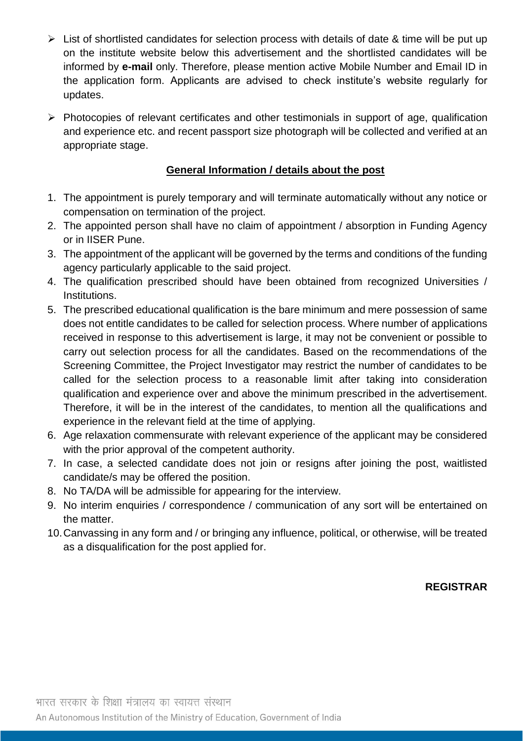- List of shortlisted candidates for selection process with details of date & time will be put up on the institute website below this advertisement and the shortlisted candidates will be informed by **e-mail** only. Therefore, please mention active Mobile Number and Email ID in the application form. Applicants are advised to check institute's website regularly for updates.
- Photocopies of relevant certificates and other testimonials in support of age, qualification and experience etc. and recent passport size photograph will be collected and verified at an appropriate stage.

**General Information / details about the post**

1. The appointment is purely temporary and will terminate automatically without any notice or compensation on termination of the project.
2. The appointed person shall have no claim of appointment / absorption in Funding Agency or in IISER Pune.
3. The appointment of the applicant will be governed by the terms and conditions of the funding agency particularly applicable to the said project.
4. The qualification prescribed should have been obtained from recognized Universities / Institutions.
5. The prescribed educational qualification is the bare minimum and mere possession of same does not entitle candidates to be called for selection process. Where number of applications received in response to this advertisement is large, it may not be convenient or possible to carry out selection process for all the candidates. Based on the recommendations of the Screening Committee, the Project Investigator may restrict the number of candidates to be called for the selection process to a reasonable limit after taking into consideration qualification and experience over and above the minimum prescribed in the advertisement. Therefore, it will be in the interest of the candidates, to mention all the qualifications and experience in the relevant field at the time of applying.
6. Age relaxation commensurate with relevant experience of the applicant may be considered with the prior approval of the competent authority.
7. In case, a selected candidate does not join or resigns after joining the post, waitlisted candidate/s may be offered the position.
8. No TA/DA will be admissible for appearing for the interview.
9. No interim enquiries / correspondence / communication of any sort will be entertained on the matter.
10. Canvassing in any form and / or bringing any influence, political, or otherwise, will be treated as a disqualification for the post applied for.

**REGISTRAR**